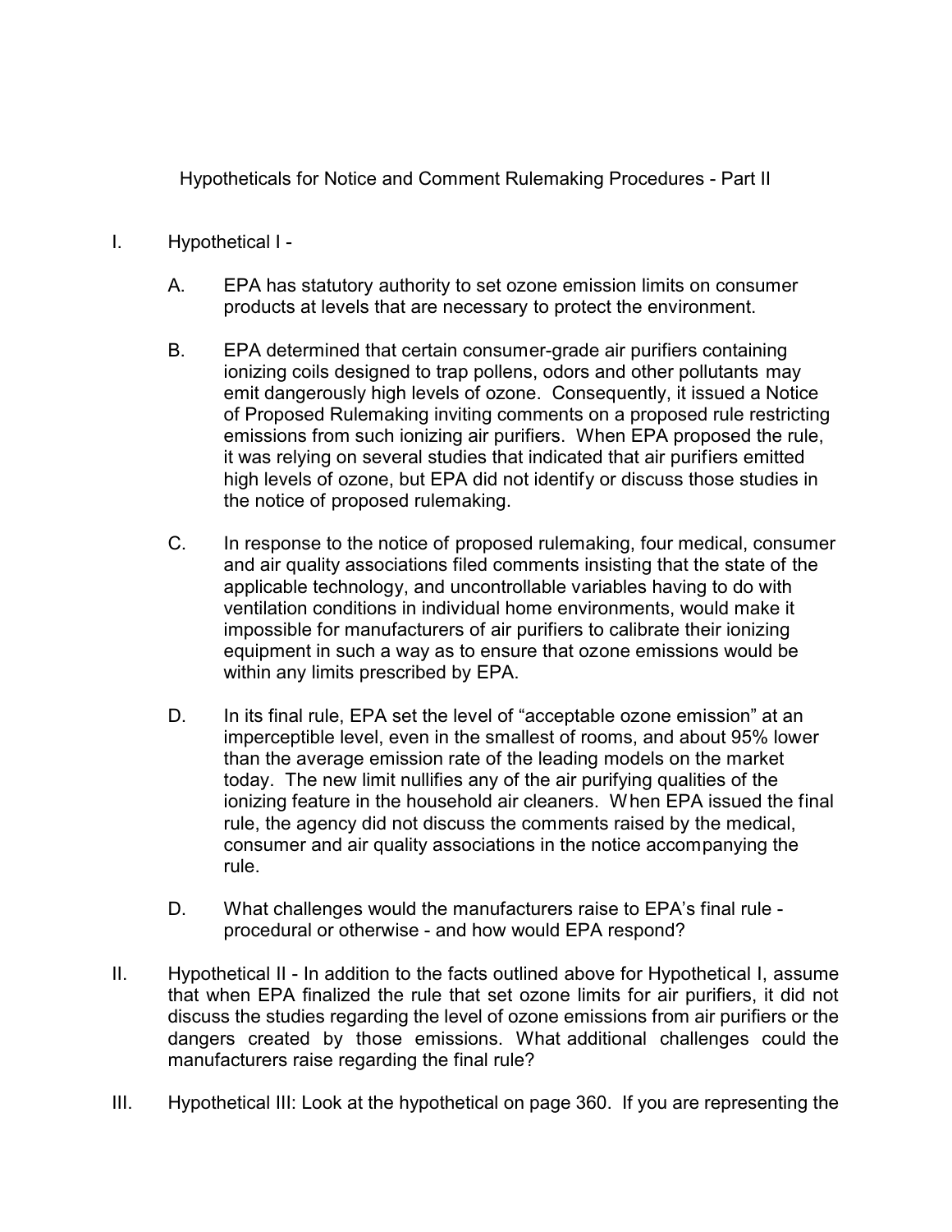# Hypotheticals for Notice and Comment Rulemaking Procedures - Part II

I. Hypothetical I -

   A. EPA has statutory authority to set ozone emission limits on consumer products at levels that are necessary to protect the environment.

   B. EPA determined that certain consumer-grade air purifiers containing ionizing coils designed to trap pollens, odors and other pollutants may emit dangerously high levels of ozone. Consequently, it issued a Notice of Proposed Rulemaking inviting comments on a proposed rule restricting emissions from such ionizing air purifiers. When EPA proposed the rule, it was relying on several studies that indicated that air purifiers emitted high levels of ozone, but EPA did not identify or discuss those studies in the notice of proposed rulemaking.

   C. In response to the notice of proposed rulemaking, four medical, consumer and air quality associations filed comments insisting that the state of the applicable technology, and uncontrollable variables having to do with ventilation conditions in individual home environments, would make it impossible for manufacturers of air purifiers to calibrate their ionizing equipment in such a way as to ensure that ozone emissions would be within any limits prescribed by EPA.

   D. In its final rule, EPA set the level of "acceptable ozone emission" at an imperceptible level, even in the smallest of rooms, and about 95% lower than the average emission rate of the leading models on the market today. The new limit nullifies any of the air purifying qualities of the ionizing feature in the household air cleaners. When EPA issued the final rule, the agency did not discuss the comments raised by the medical, consumer and air quality associations in the notice accompanying the rule.

   D. What challenges would the manufacturers raise to EPA's final rule - procedural or otherwise - and how would EPA respond?

II. Hypothetical II - In addition to the facts outlined above for Hypothetical I, assume that when EPA finalized the rule that set ozone limits for air purifiers, it did not discuss the studies regarding the level of ozone emissions from air purifiers or the dangers created by those emissions. What additional challenges could the manufacturers raise regarding the final rule?

III. Hypothetical III: Look at the hypothetical on page 360. If you are representing the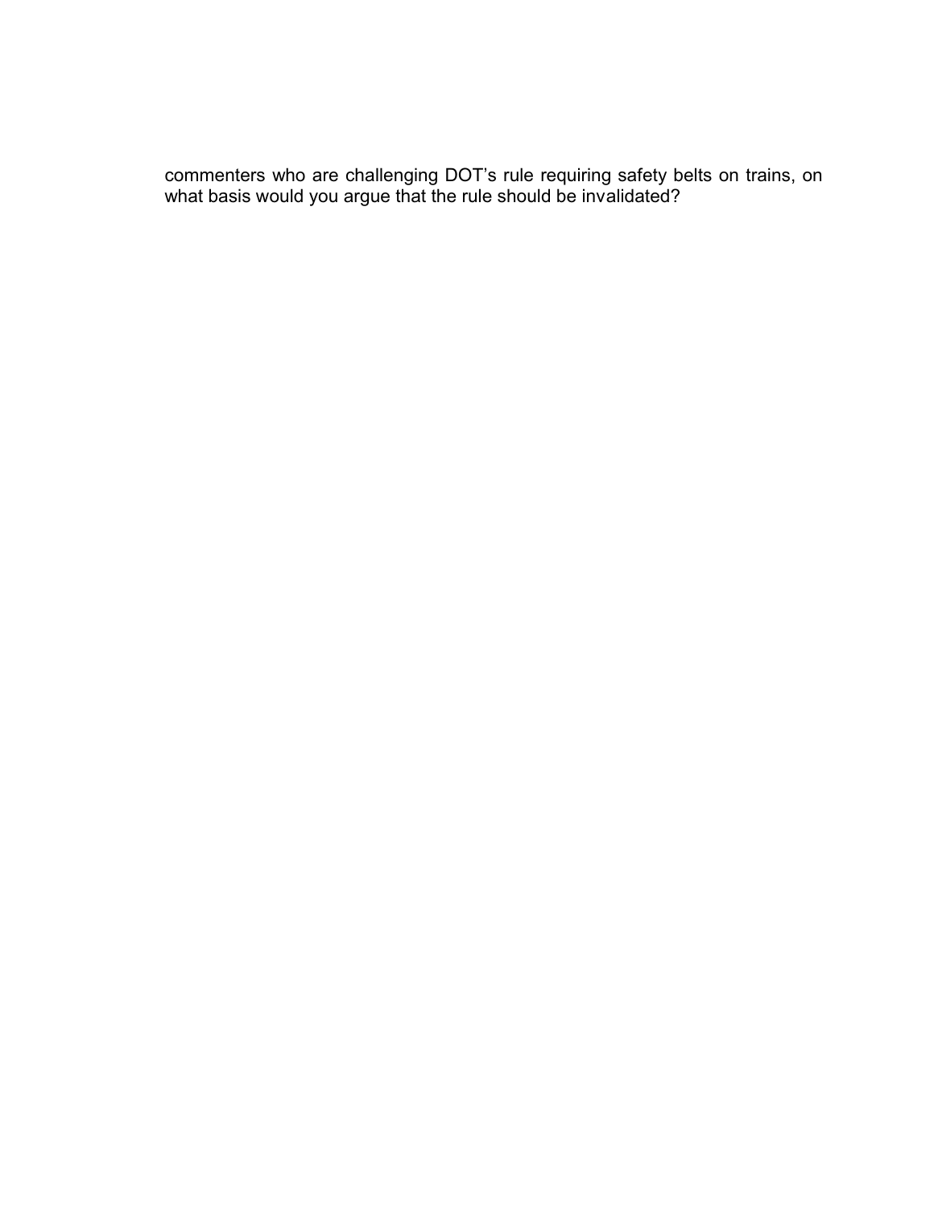commenters who are challenging DOT's rule requiring safety belts on trains, on what basis would you argue that the rule should be invalidated?